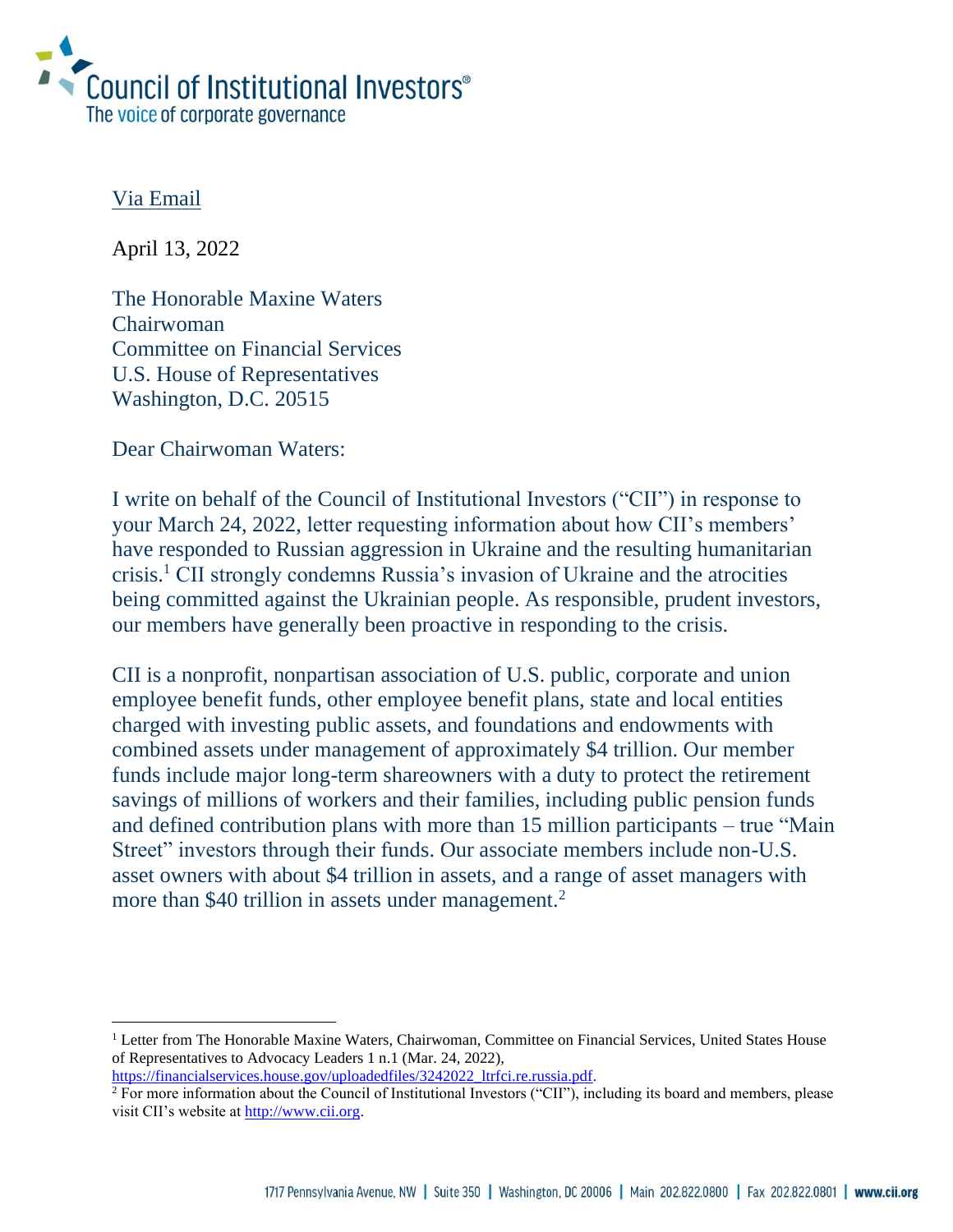Council of Institutional Investors®
The voice of corporate governance

Via Email

April 13, 2022

The Honorable Maxine Waters
Chairwoman
Committee on Financial Services
U.S. House of Representatives
Washington, D.C. 20515

Dear Chairwoman Waters:

I write on behalf of the Council of Institutional Investors ("CII") in response to your March 24, 2022, letter requesting information about how CII's members' have responded to Russian aggression in Ukraine and the resulting humanitarian crisis.[1] CII strongly condemns Russia's invasion of Ukraine and the atrocities being committed against the Ukrainian people. As responsible, prudent investors, our members have generally been proactive in responding to the crisis.

CII is a nonprofit, nonpartisan association of U.S. public, corporate and union employee benefit funds, other employee benefit plans, state and local entities charged with investing public assets, and foundations and endowments with combined assets under management of approximately $4 trillion. Our member funds include major long-term shareowners with a duty to protect the retirement savings of millions of workers and their families, including public pension funds and defined contribution plans with more than 15 million participants – true "Main Street" investors through their funds. Our associate members include non-U.S. asset owners with about $4 trillion in assets, and a range of asset managers with more than $40 trillion in assets under management.[2]

---

[1] Letter from The Honorable Maxine Waters, Chairwoman, Committee on Financial Services, United States House of Representatives to Advocacy Leaders 1 n.1 (Mar. 24, 2022), https://financialservices.house.gov/uploadedfiles/3242022_ltrfci.re.russia.pdf.

[2] For more information about the Council of Institutional Investors ("CII"), including its board and members, please visit CII's website at http://www.cii.org.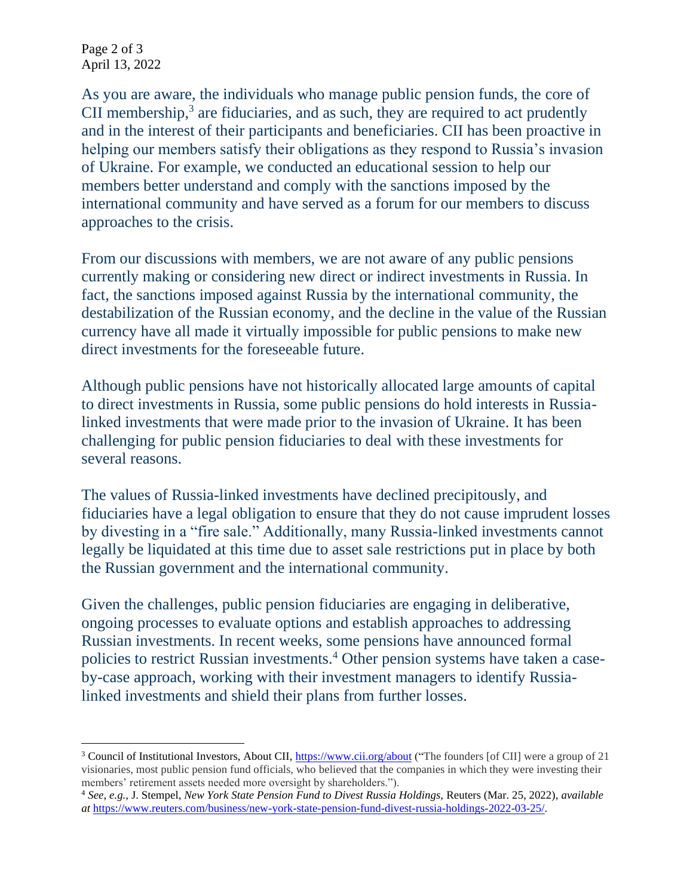As you are aware, the individuals who manage public pension funds, the core of CII membership,[3] are fiduciaries, and as such, they are required to act prudently and in the interest of their participants and beneficiaries. CII has been proactive in helping our members satisfy their obligations as they respond to Russia's invasion of Ukraine. For example, we conducted an educational session to help our members better understand and comply with the sanctions imposed by the international community and have served as a forum for our members to discuss approaches to the crisis.

From our discussions with members, we are not aware of any public pensions currently making or considering new direct or indirect investments in Russia. In fact, the sanctions imposed against Russia by the international community, the destabilization of the Russian economy, and the decline in the value of the Russian currency have all made it virtually impossible for public pensions to make new direct investments for the foreseeable future.

Although public pensions have not historically allocated large amounts of capital to direct investments in Russia, some public pensions do hold interests in Russia-linked investments that were made prior to the invasion of Ukraine. It has been challenging for public pension fiduciaries to deal with these investments for several reasons.

The values of Russia-linked investments have declined precipitously, and fiduciaries have a legal obligation to ensure that they do not cause imprudent losses by divesting in a "fire sale." Additionally, many Russia-linked investments cannot legally be liquidated at this time due to asset sale restrictions put in place by both the Russian government and the international community.

Given the challenges, public pension fiduciaries are engaging in deliberative, ongoing processes to evaluate options and establish approaches to addressing Russian investments. In recent weeks, some pensions have announced formal policies to restrict Russian investments.[4] Other pension systems have taken a case-by-case approach, working with their investment managers to identify Russia-linked investments and shield their plans from further losses.

---

[3] Council of Institutional Investors, About CII, https://www.cii.org/about ("The founders [of CII] were a group of 21 visionaries, most public pension fund officials, who believed that the companies in which they were investing their members' retirement assets needed more oversight by shareholders.").

[4] *See, e.g.,* J. Stempel, *New York State Pension Fund to Divest Russia Holdings*, Reuters (Mar. 25, 2022), *available at* https://www.reuters.com/business/new-york-state-pension-fund-divest-russia-holdings-2022-03-25/.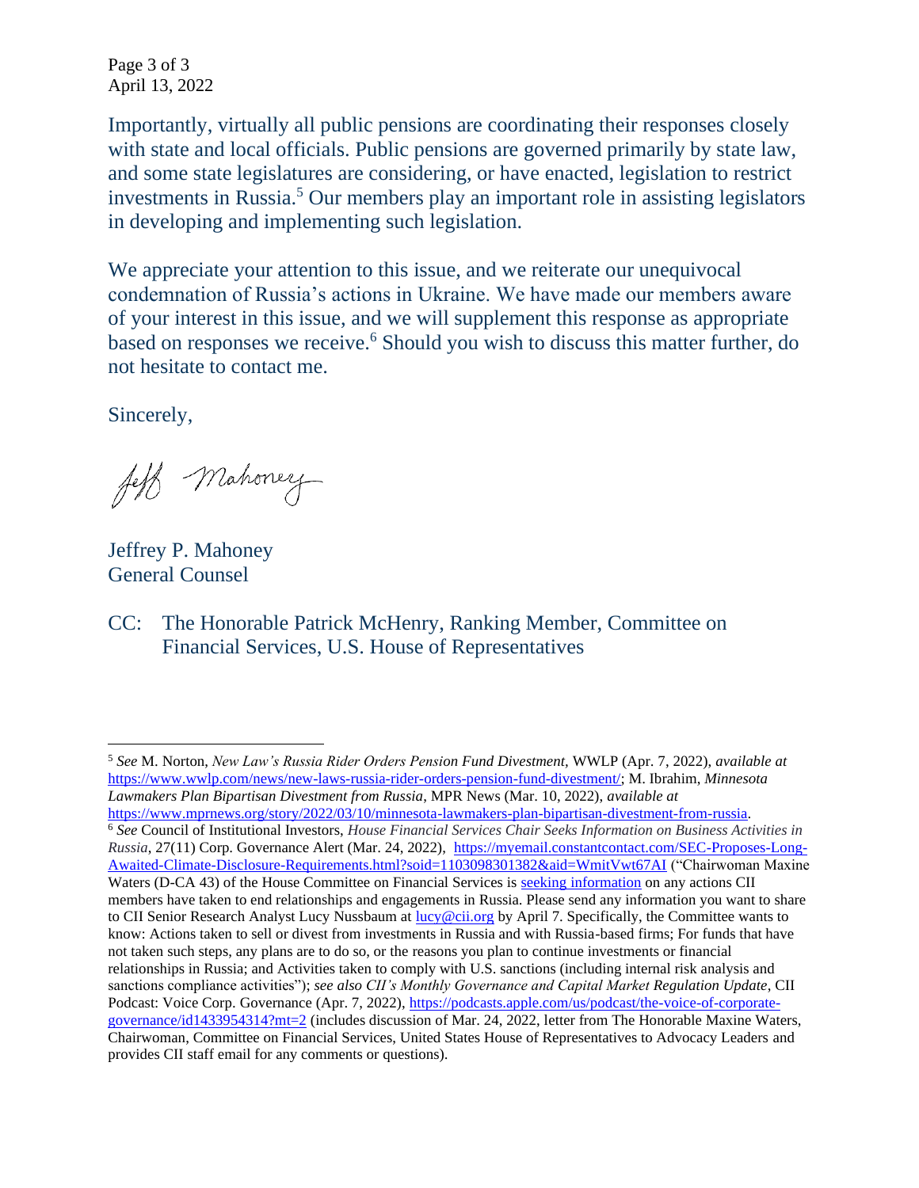Importantly, virtually all public pensions are coordinating their responses closely with state and local officials. Public pensions are governed primarily by state law, and some state legislatures are considering, or have enacted, legislation to restrict investments in Russia.[5] Our members play an important role in assisting legislators in developing and implementing such legislation.

We appreciate your attention to this issue, and we reiterate our unequivocal condemnation of Russia's actions in Ukraine. We have made our members aware of your interest in this issue, and we will supplement this response as appropriate based on responses we receive.[6] Should you wish to discuss this matter further, do not hesitate to contact me.

Sincerely,

Jeff Mahoney

Jeffrey P. Mahoney
General Counsel

CC: The Honorable Patrick McHenry, Ranking Member, Committee on Financial Services, U.S. House of Representatives

---

[5] *See* M. Norton, *New Law's Russia Rider Orders Pension Fund Divestment*, WWLP (Apr. 7, 2022), *available at* https://www.wwlp.com/news/new-laws-russia-rider-orders-pension-fund-divestment/; M. Ibrahim, *Minnesota Lawmakers Plan Bipartisan Divestment from Russia*, MPR News (Mar. 10, 2022), *available at* https://www.mprnews.org/story/2022/03/10/minnesota-lawmakers-plan-bipartisan-divestment-from-russia.

[6] *See* Council of Institutional Investors, *House Financial Services Chair Seeks Information on Business Activities in Russia*, 27(11) Corp. Governance Alert (Mar. 24, 2022), https://myemail.constantcontact.com/SEC-Proposes-Long-Awaited-Climate-Disclosure-Requirements.html?soid=1103098301382&aid=WmitVwt67AI ("Chairwoman Maxine Waters (D-CA 43) of the House Committee on Financial Services is seeking information on any actions CII members have taken to end relationships and engagements in Russia. Please send any information you want to share to CII Senior Research Analyst Lucy Nussbaum at lucy@cii.org by April 7. Specifically, the Committee wants to know: Actions taken to sell or divest from investments in Russia and with Russia-based firms; For funds that have not taken such steps, any plans are to do so, or the reasons you plan to continue investments or financial relationships in Russia; and Activities taken to comply with U.S. sanctions (including internal risk analysis and sanctions compliance activities"); *see also CII's Monthly Governance and Capital Market Regulation Update*, CII Podcast: Voice Corp. Governance (Apr. 7, 2022), https://podcasts.apple.com/us/podcast/the-voice-of-corporate-governance/id1433954314?mt=2 (includes discussion of Mar. 24, 2022, letter from The Honorable Maxine Waters, Chairwoman, Committee on Financial Services, United States House of Representatives to Advocacy Leaders and provides CII staff email for any comments or questions).